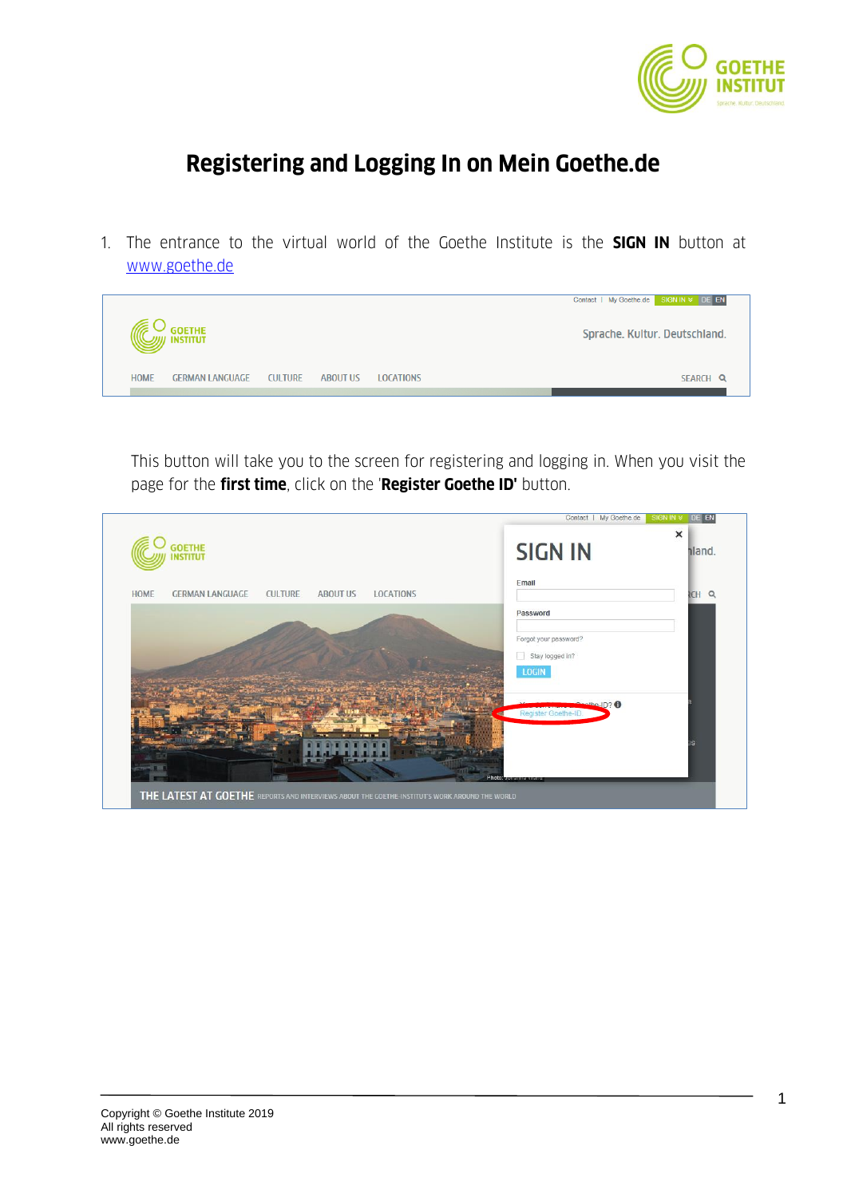# Registering and Logging In on Mein Goethe.de

1. The entrance to the virtual world of the Goethe Institute is the **SIGN IN** button at www.goethe.de

   This button will take you to the screen for registering and logging in. When you visit the page for the **first time**, click on the '**Register Goethe ID'** button.

Copyright © Goethe Institute 2019
All rights reserved
www.goethe.de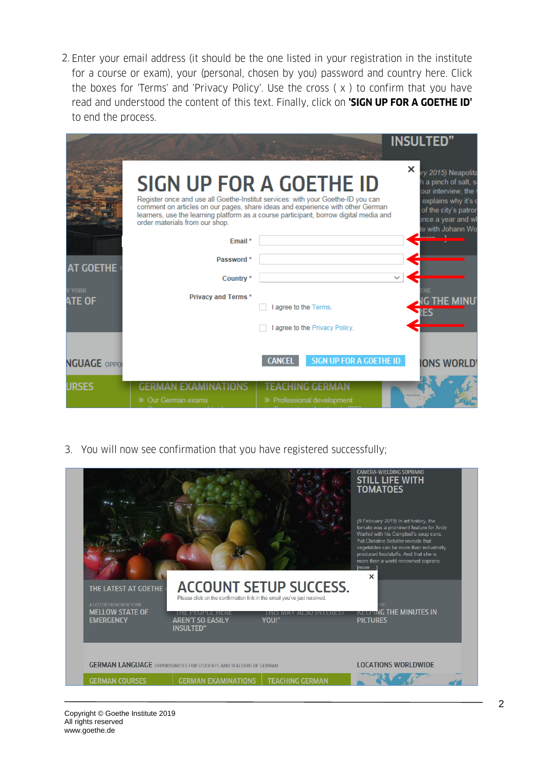2. Enter your email address (it should be the one listed in your registration in the institute for a course or exam), your (personal, chosen by you) password and country here. Click the boxes for 'Terms' and 'Privacy Policy'. Use the cross ( x ) to confirm that you have read and understood the content of this text. Finally, click on **'SIGN UP FOR A GOETHE ID'** to end the process.

3. You will now see confirmation that you have registered successfully;

Copyright © Goethe Institute 2019
All rights reserved
www.goethe.de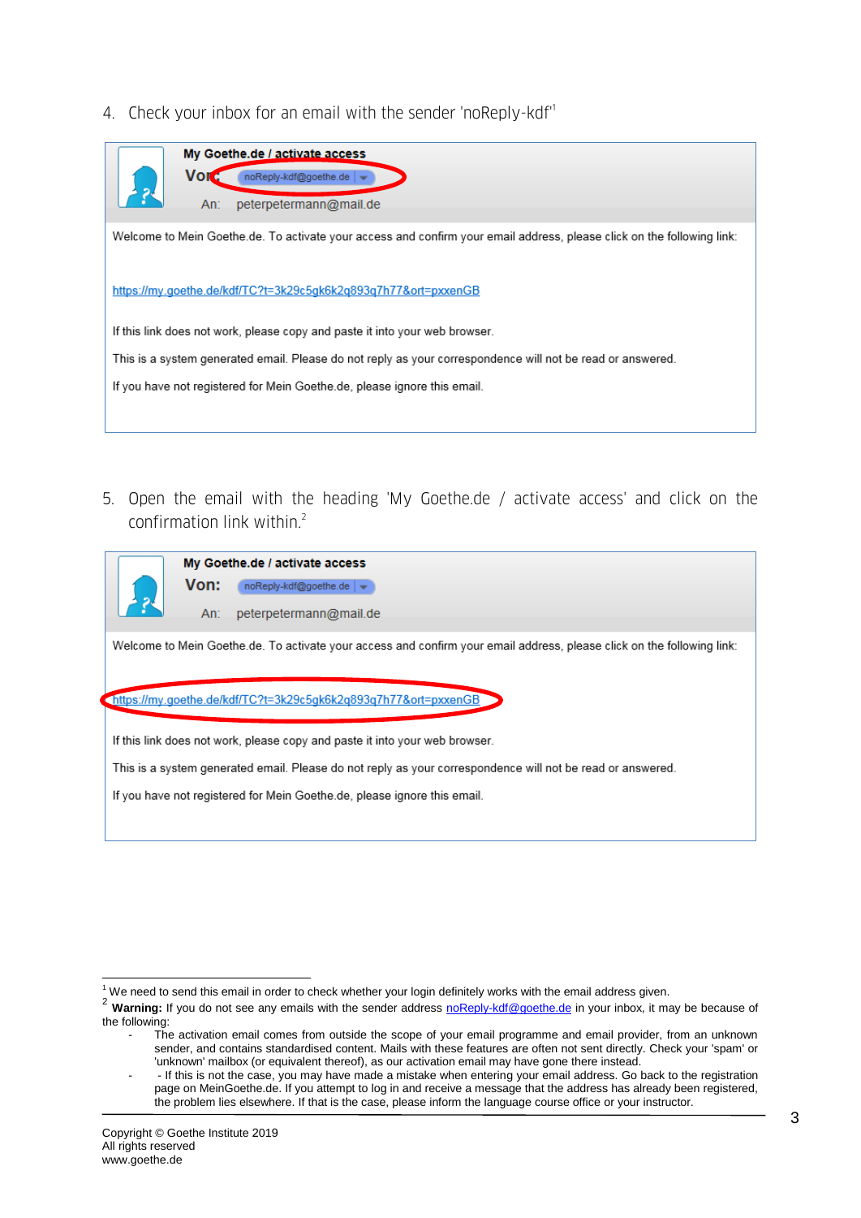4. Check your inbox for an email with the sender 'noReply-kdf'[1]

**My Goethe.de / activate access**

**Von:** noReply-kdf@goethe.de

An: peterpetermann@mail.de

Welcome to Mein Goethe.de. To activate your access and confirm your email address, please click on the following link:

https://my.goethe.de/kdf/TC?t=3k29c5gk6k2q893q7h77&ort=pxxenGB

If this link does not work, please copy and paste it into your web browser.

This is a system generated email. Please do not reply as your correspondence will not be read or answered.

If you have not registered for Mein Goethe.de, please ignore this email.

5. Open the email with the heading 'My Goethe.de / activate access' and click on the confirmation link within.[2]

**My Goethe.de / activate access**

**Von:** noReply-kdf@goethe.de

An: peterpetermann@mail.de

Welcome to Mein Goethe.de. To activate your access and confirm your email address, please click on the following link:

https://my.goethe.de/kdf/TC?t=3k29c5gk6k2q893q7h77&ort=pxxenGB

If this link does not work, please copy and paste it into your web browser.

This is a system generated email. Please do not reply as your correspondence will not be read or answered.

If you have not registered for Mein Goethe.de, please ignore this email.

---

[1] We need to send this email in order to check whether your login definitely works with the email address given.

[2] **Warning:** If you do not see any emails with the sender address noReply-kdf@goethe.de in your inbox, it may be because of the following:

- The activation email comes from outside the scope of your email programme and email provider, from an unknown sender, and contains standardised content. Mails with these features are often not sent directly. Check your 'spam' or 'unknown' mailbox (or equivalent thereof), as our activation email may have gone there instead.
- If this is not the case, you may have made a mistake when entering your email address. Go back to the registration page on MeinGoethe.de. If you attempt to log in and receive a message that the address has already been registered, the problem lies elsewhere. If that is the case, please inform the language course office or your instructor.

Copyright © Goethe Institute 2019
All rights reserved
www.goethe.de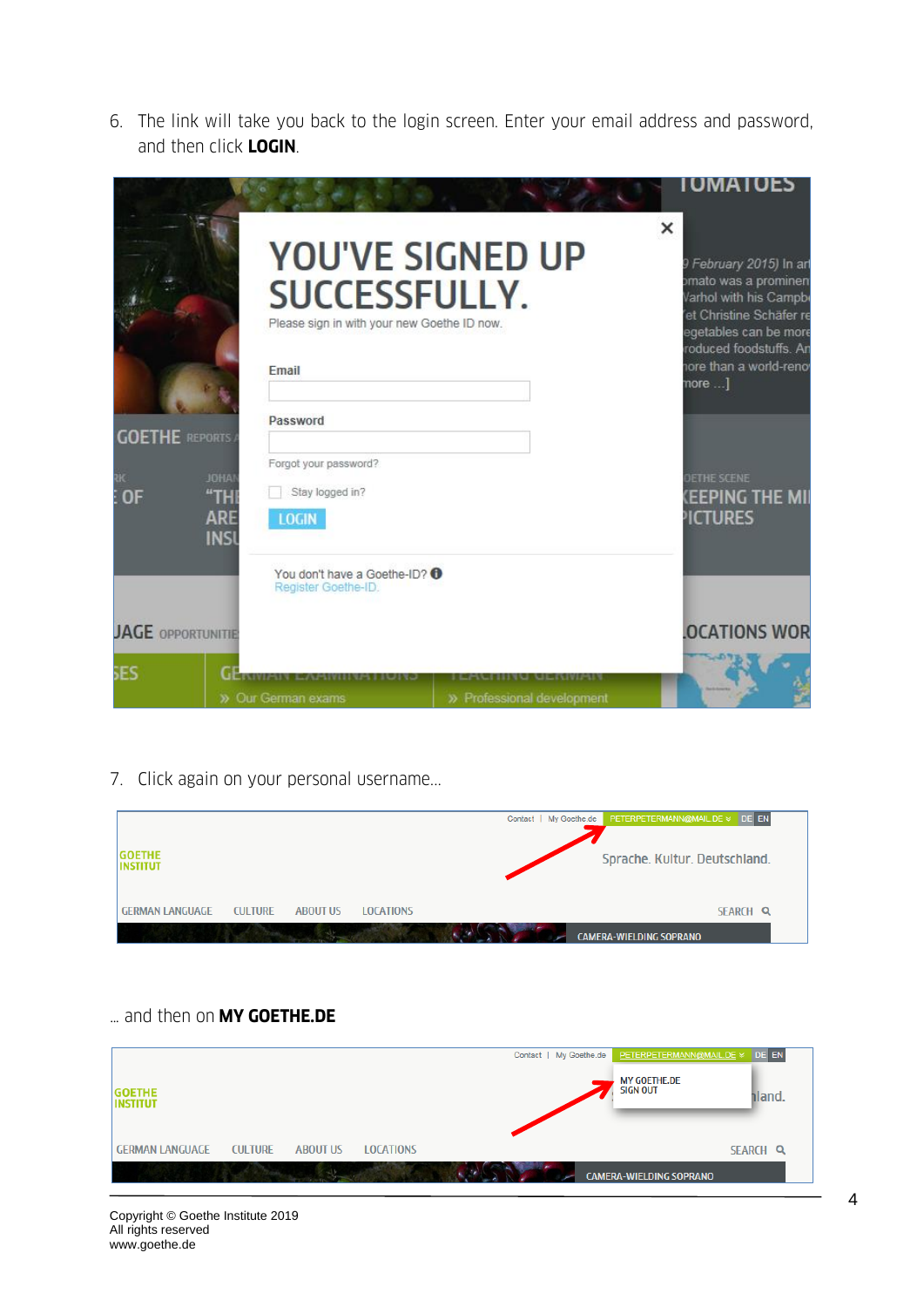6. The link will take you back to the login screen. Enter your email address and password, and then click **LOGIN**.

7. Click again on your personal username…

… and then on **MY GOETHE.DE**

Copyright © Goethe Institute 2019
All rights reserved
www.goethe.de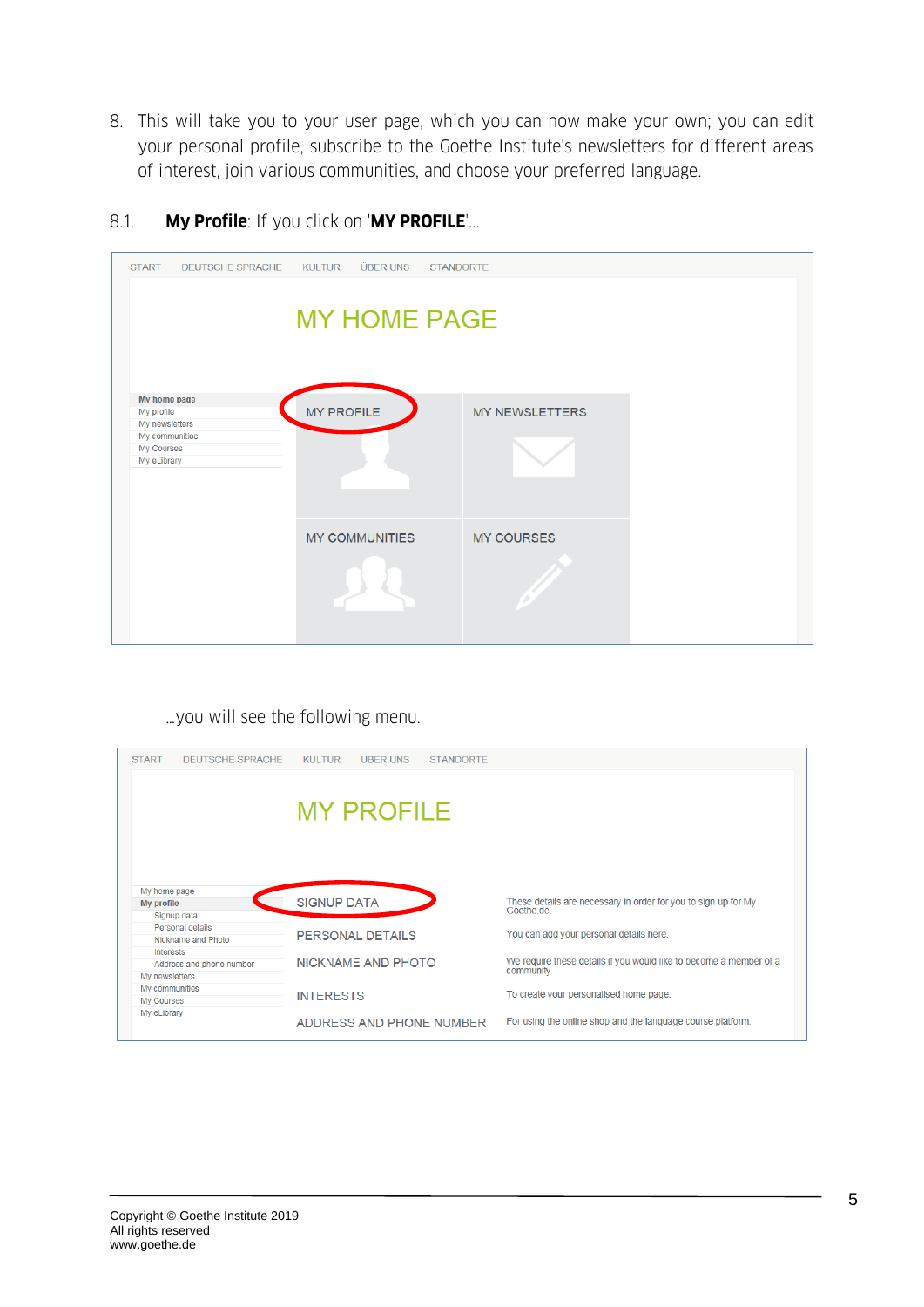8. This will take you to your user page, which you can now make your own; you can edit your personal profile, subscribe to the Goethe Institute's newsletters for different areas of interest, join various communities, and choose your preferred language.

8.1. **My Profile**: If you click on '**MY PROFILE**'...

START DEUTSCHE SPRACHE KULTUR ÜBER UNS STANDORTE

MY HOME PAGE

- **My home page**
- My profile
- My newsletters
- My communities
- My Courses
- My eLibrary

MY PROFILE | MY NEWSLETTERS

MY COMMUNITIES | MY COURSES

...you will see the following menu.

START DEUTSCHE SPRACHE KULTUR ÜBER UNS STANDORTE

MY PROFILE

- My home page
- **My profile**
  - Signup data
  - Personal details
  - Nickname and Photo
  - Interests
  - Address and phone number
- My newsletters
- My communities
- My Courses
- My eLibrary

| | |
|---|---|
| SIGNUP DATA | These details are necessary in order for you to sign up for My Goethe.de. |
| PERSONAL DETAILS | You can add your personal details here. |
| NICKNAME AND PHOTO | We require these details if you would like to become a member of a community |
| INTERESTS | To create your personalised home page. |
| ADDRESS AND PHONE NUMBER | For using the online shop and the language course platform. |

Copyright © Goethe Institute 2019
All rights reserved
www.goethe.de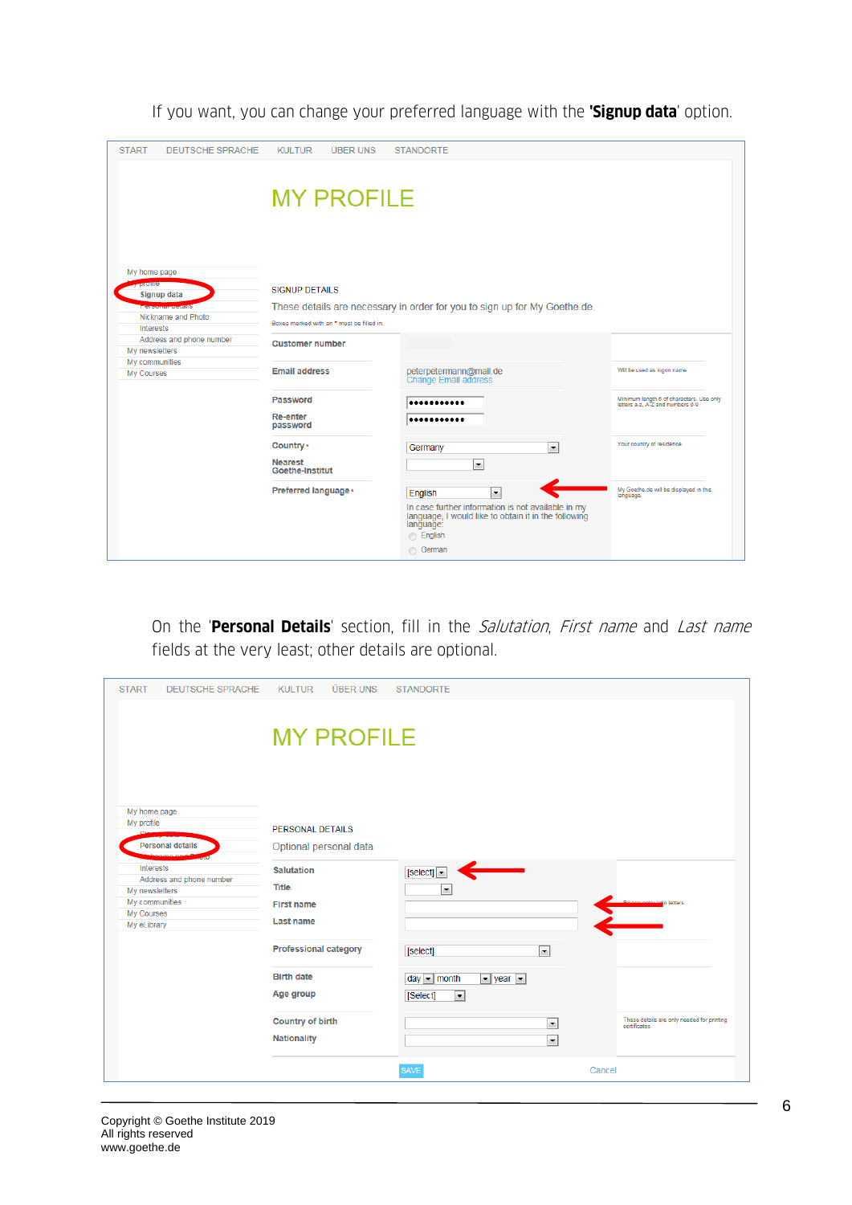If you want, you can change your preferred language with the **'Signup data'** option.

START DEUTSCHE SPRACHE KULTUR ÜBER UNS STANDORTE

MY PROFILE

- My home page
- My profile
  - Signup data
  - Personal details
  - Nickname and Photo
  - Interests
  - Address and phone number
- My newsletters
- My communities
- My Courses

SIGNUP DETAILS

These details are necessary in order for you to sign up for My Goethe.de.

Boxes marked with an * must be filled in.

| Field | Value | Note |
|---|---|---|
| Customer number | | |
| Email address | peterpetermann@mail.de Change Email address | Will be used as logon name |
| Password | ●●●●●●●●●●● | Minimum length 6 of characters. Use only letters a-z, A-Z and numbers 0-9 |
| Re-enter password | ●●●●●●●●●●● | |
| Country * | Germany | Your country of residence |
| Nearest Goethe-Institut | | |
| Preferred language * | English<br>In case further information is not available in my language, I would like to obtain it in the following language:<br>English<br>German | My Goethe.de will be displayed in this language |

On the '**Personal Details**' section, fill in the *Salutation*, *First name* and *Last name* fields at the very least; other details are optional.

START DEUTSCHE SPRACHE KULTUR ÜBER UNS STANDORTE

MY PROFILE

- My home page
- My profile
  - Signup data
  - Personal details
  - Nickname and Photo
  - Interests
  - Address and phone number
- My newsletters
- My communities
- My Courses
- My eLibrary

PERSONAL DETAILS

Optional personal data

| Field | Value | Note |
|---|---|---|
| Salutation | [select] | |
| Title | | |
| First name | | Please enter Latin letters. |
| Last name | | |
| Professional category | [select] | |
| Birth date | day month year | |
| Age group | [Select] | |
| Country of birth | | These details are only needed for printing certificates |
| Nationality | | |

SAVE Cancel

Copyright © Goethe Institute 2019
All rights reserved
www.goethe.de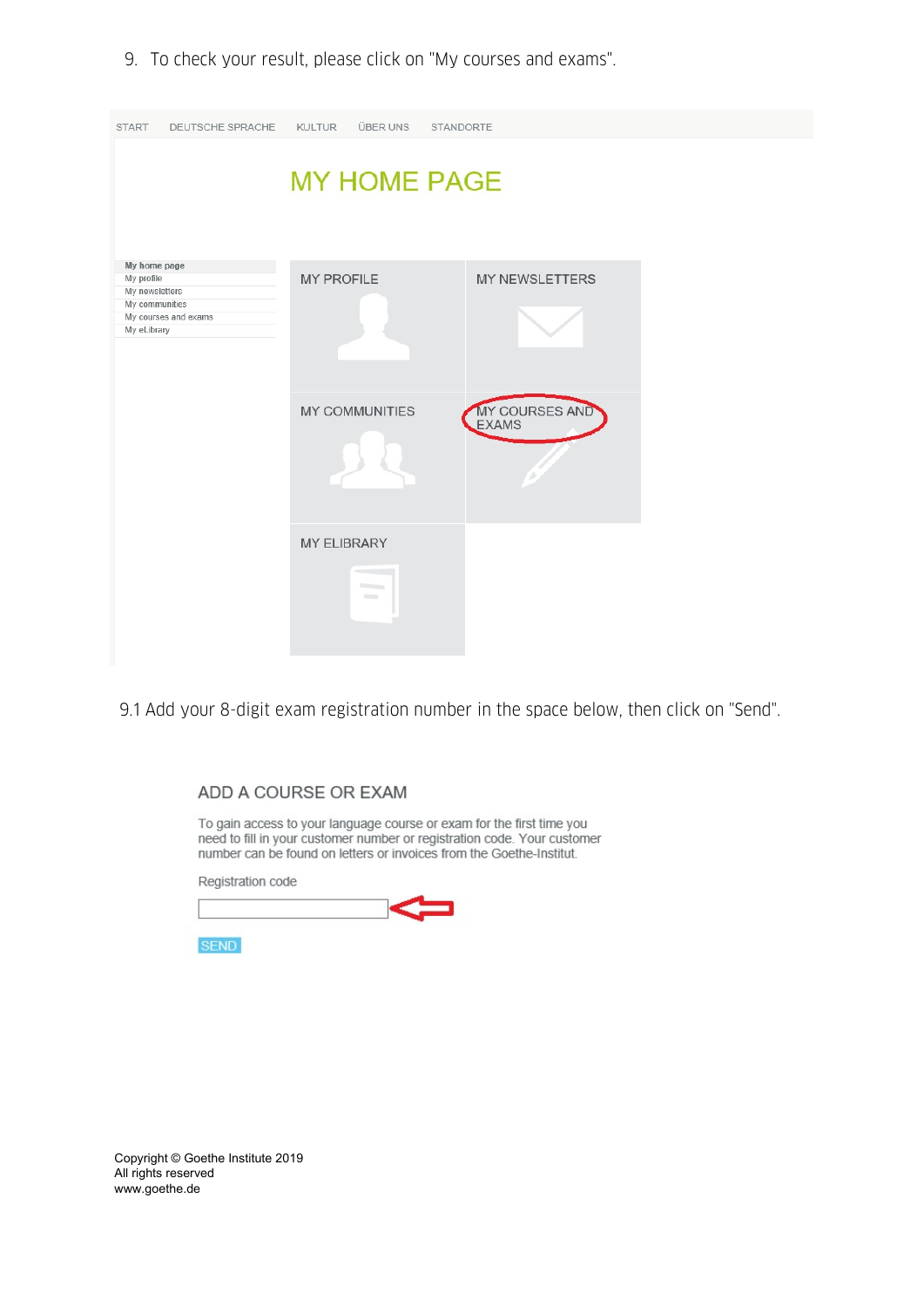9. To check your result, please click on "My courses and exams".

START DEUTSCHE SPRACHE KULTUR ÜBER UNS STANDORTE

MY HOME PAGE

- My home page
- My profile
- My newsletters
- My communities
- My courses and exams
- My eLibrary

MY PROFILE

MY NEWSLETTERS

MY COMMUNITIES

MY COURSES AND EXAMS

MY ELIBRARY

9.1 Add your 8-digit exam registration number in the space below, then click on "Send".

ADD A COURSE OR EXAM

To gain access to your language course or exam for the first time you need to fill in your customer number or registration code. Your customer number can be found on letters or invoices from the Goethe-Institut.

Registration code

SEND

Copyright © Goethe Institute 2019
All rights reserved
www.goethe.de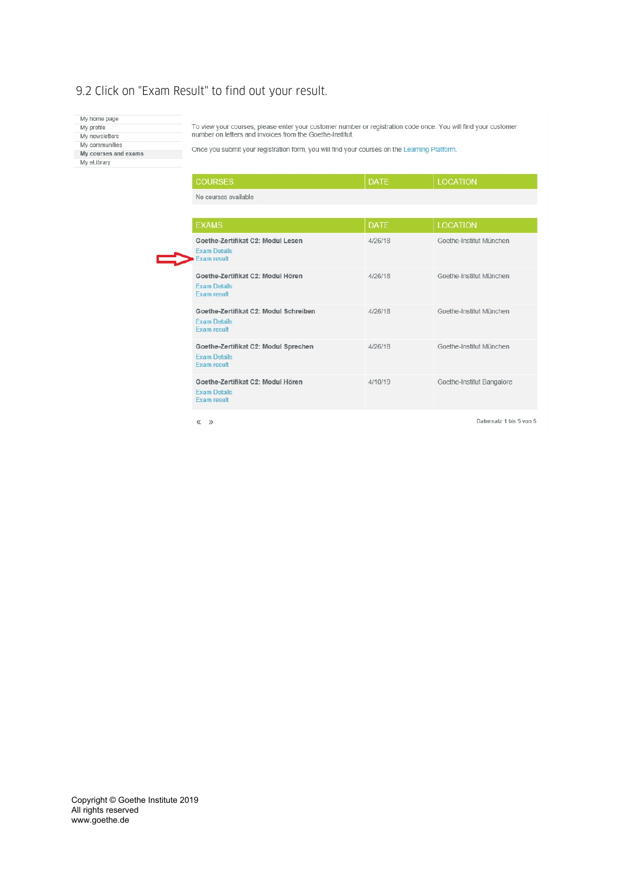9.2 Click on "Exam Result" to find out your result.

- My home page
- My profile
- My newsletters
- My communities
- **My courses and exams**
- My eLibrary

To view your courses, please enter your customer number or registration code once. You will find your customer number on letters and invoices from the Goethe-Institut.

Once you submit your registration form, you will find your courses on the Learning Platform.

| COURSES | DATE | LOCATION |
|---|---|---|
| No courses available | | |

| EXAMS | DATE | LOCATION |
|---|---|---|
| **Goethe-Zertifikat C2: Modul Lesen** Exam Details Exam result | 4/26/18 | Goethe-Institut München |
| **Goethe-Zertifikat C2: Modul Hören** Exam Details Exam result | 4/26/18 | Goethe-Institut München |
| **Goethe-Zertifikat C2: Modul Schreiben** Exam Details Exam result | 4/26/18 | Goethe-Institut München |
| **Goethe-Zertifikat C2: Modul Sprechen** Exam Details Exam result | 4/26/18 | Goethe-Institut München |
| **Goethe-Zertifikat C2: Modul Hören** Exam Details Exam result | 4/10/19 | Goethe-Institut Bangalore |

« »

Datensatz 1 bis 5 von 5

Copyright © Goethe Institute 2019
All rights reserved
www.goethe.de